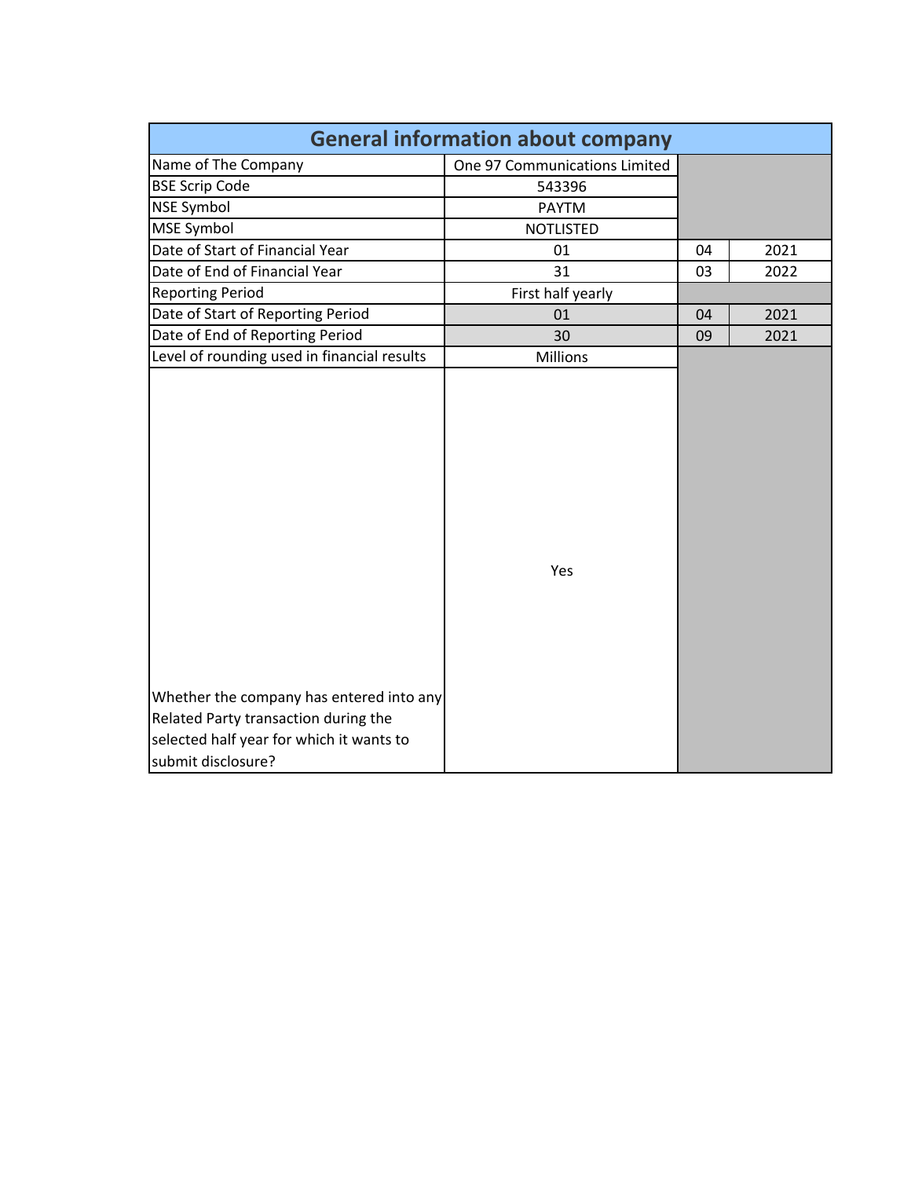# General information about company

| | | | |
|---|---|---|---|
| Name of The Company | One 97 Communications Limited | | |
| BSE Scrip Code | 543396 | | |
| NSE Symbol | PAYTM | | |
| MSE Symbol | NOTLISTED | | |
| Date of Start of Financial Year | 01 | 04 | 2021 |
| Date of End of Financial Year | 31 | 03 | 2022 |
| Reporting Period | First half yearly | | |
| Date of Start of Reporting Period | 01 | 04 | 2021 |
| Date of End of Reporting Period | 30 | 09 | 2021 |
| Level of rounding used in financial results | Millions | | |
| Whether the company has entered into any Related Party transaction during the selected half year for which it wants to submit disclosure? | Yes | | |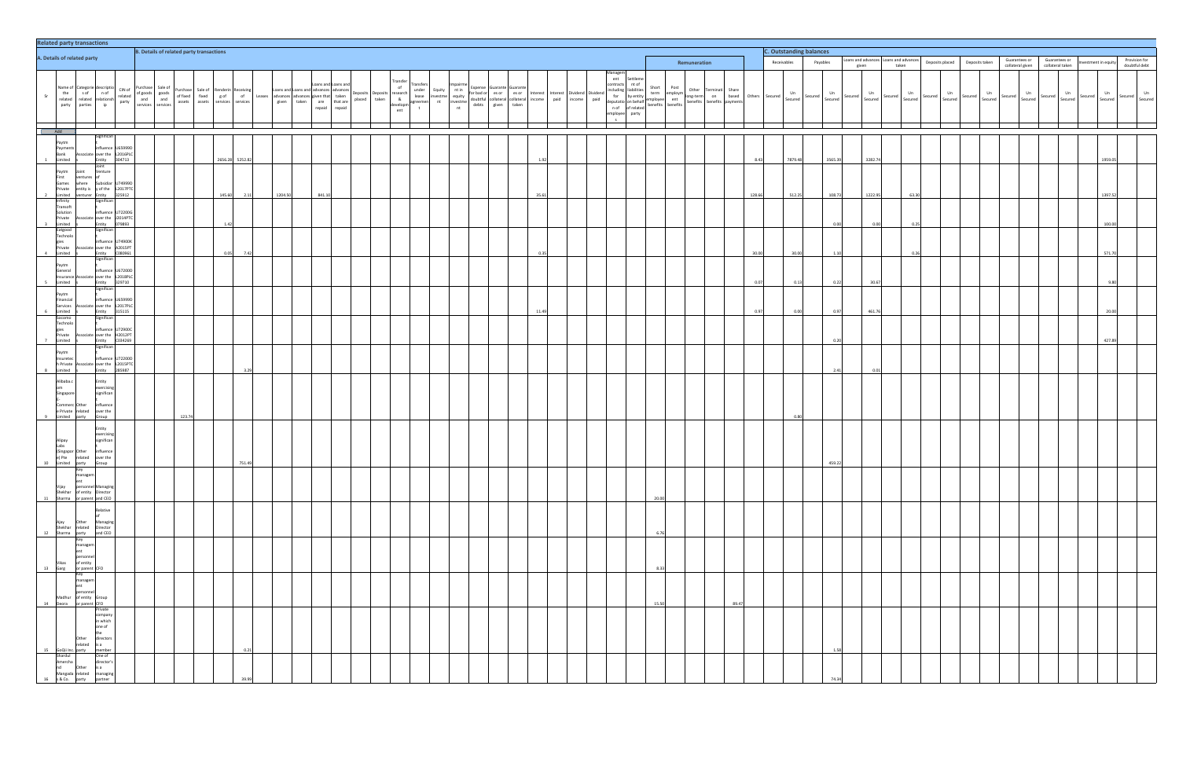## Related party transactions

| Sr | A. Details of related party: Name of the related party | Categories of related parties | Description of relationship | CIN of related party | B. Details of related party transactions: Purchase of goods and services | Sale of goods and services | Purchase of fixed assets | Sale of fixed assets | Rendering of services | Receiving of services | Leases | Loans and advances given | Loans and advances taken | Loans and advances given that are repaid | Loans and advances taken that are repaid | Deposits placed | Deposits taken | Transfer of research & development | Transfers under lease agreement | Equity investment | Impairment in equity investment | Expense for bad or doubtful debts | Guarantees or collateral given | Guarantees or collateral taken | Interest income | Interest paid | Dividend income | Dividend paid | Management contracts including for deputation of employees | Settlement of liabilities by entity on behalf of related party | Remuneration: Short term employee benefits | Remuneration: Post employment benefits | Remuneration: Other long-term benefits | Remuneration: Termination benefits | Remuneration: Share based payments | Others | C. Outstanding balances: Receivables Secured | Receivables Un Secured | Payables Secured | Payables Un Secured | Loans and advances given Secured | Loans and advances given Un Secured | Loans and advances taken Secured | Loans and advances taken Un Secured | Deposits placed Secured | Deposits placed Un Secured | Deposits taken Secured | Deposits taken Un Secured | Guarantees or collateral given Secured | Guarantees or collateral given Un Secured | Guarantees or collateral taken Secured | Guarantees or collateral taken Un Secured | Investment in equity Secured | Investment in equity Un Secured | Provision for doubtful debt Secured | Provision for doubtful debt Un Secured |
|---|---|---|---|---|---|---|---|---|---|---|---|---|---|---|---|---|---|---|---|---|---|---|---|---|---|---|---|---|---|---|---|---|---|---|---|---|---|---|---|---|---|---|---|---|---|---|---|---|---|---|---|---|---|---|---|---|
| Add | | | | | | | | | | | | | | | | | | | | | | | | | | | | | | | | | | | | | | | | | | | | | | | | | | | | | | | | |
| 1 | Paytm Payments Bank Limited | Associate | Significant influence over the Entity | U65999DL2016PLC304713 | | | | | 2656.28 | 5252.82 | | | | | | | | | | | | | | | 1.92 | | | | | | | | | | | 8.43 | | 7879.48 | | 3565.39 | | 3282.74 | | | | | | | | | | | | 1959.05 | | |
| 2 | Paytm First Games Private Limited | Joint venturer where entity is venturer | Joint Venture of Subsidiary of the Entity | U74999DL2017PTC325912 | | | | | 145.60 | 2.11 | | 1204.50 | | 841.30 | | | | | | | | | | | 35.61 | | | | | | | | | | | 128.66 | | 512.25 | | 308.73 | | 1222.95 | | 63.30 | | | | | | | | | | 1397.52 | | |
| 3 | Infinity Transoft Solution Private Limited | Associate | Significant influence over the Entity | U72200GJ2014PTC078893 | | | | | 1.42 | | | | | | | | | | | | | | | | | | | | | | | | | | | | | | | 0.00 | | 0.00 | | 0.25 | | | | | | | | | | 100.00 | | |
| 4 | Eatgood Technologies Private Limited | Associate | Significant influence over the Entity | U74900KA2015PTC080961 | | | | | 0.05 | 7.42 | | | | | | | | | | | | | | | 0.35 | | | | | | | | | | | 30.00 | | 30.00 | | 1.10 | | | | 0.26 | | | | | | | | | | 571.70 | | |
| 5 | Paytm General Insurance Limited | Associate | Significant influence over the Entity | U67200DL2018PLC328710 | | | | | | | | | | | | | | | | | | | | | | | | | | | | | | | | 0.07 | | 0.13 | | 0.22 | | 30.67 | | | | | | | | | | | | 9.80 | | |
| 6 | Paytm Financial Services Limited | Associate | Significant influence over the Entity | U65999DL2017PLC315115 | | | | | | | | | | | | | | | | | | | | | 11.49 | | | | | | | | | | | 0.97 | | 0.00 | | 0.97 | | 461.76 | | | | | | | | | | | | 20.00 | | |
| 7 | Socomo Technologies Private Limited | Associate | Significant influence over the Entity | U72900CH2012PTC034269 | | | | | | | | | | | | | | | | | | | | | | | | | | | | | | | | | | | | 0.20 | | | | | | | | | | | | | | 427.89 | | |
| 8 | Paytm Insuretech Private Limited | Associate | Significant influence over the Entity | U72200DL2015PTC285887 | | | | | | 3.29 | | | | | | | | | | | | | | | | | | | | | | | | | | | | | | 2.41 | | 0.01 | | | | | | | | | | | | | | |
| 9 | Alibaba.com Singapore E-Commerce Private Limited | Other related party | Entity exercising significant influence over the Group | | | | 123.74 | | | | | | | | | | | | | | | | | | | | | | | | | | | | | | | 0.80 | | | | | | | | | | | | | | | | | | |
| 10 | Alipay Labs (Singapore) Pte Limited | Other related party | Entity exercising significant influence over the Group | | | | | | | 751.49 | | | | | | | | | | | | | | | | | | | | | | | | | | | | | | 459.22 | | | | | | | | | | | | | | | | |
| 11 | Vijay Shekhar Sharma | Key management personnel of entity or parent | Managing Director and CEO | | | | | | | | | | | | | | | | | | | | | | | | | | | | 20.00 | | | | | | | | | | | | | | | | | | | | | | | | | |
| 12 | Ajay Shekhar Sharma | Other related party | Relative of Managing Director and CEO | | | | | | | | | | | | | | | | | | | | | | | | | | | | 6.76 | | | | | | | | | | | | | | | | | | | | | | | | | |
| 13 | Vikas Garg | Key management personnel of entity or parent | CFO | | | | | | | | | | | | | | | | | | | | | | | | | | | | 8.33 | | | | | | | | | | | | | | | | | | | | | | | | | |
| 14 | Madhur Deora | Key management personnel of entity or parent | Group CFO | | | | | | | | | | | | | | | | | | | | | | | | | | | | 15.50 | | | | 89.47 | | | | | | | | | | | | | | | | | | | | | |
| 15 | GoQii Inc. | Other related party | Private company in which one of the directors is a member | | | | | | | 0.21 | | | | | | | | | | | | | | | | | | | | | | | | | | | | | | 1.58 | | | | | | | | | | | | | | | | |
| 16 | Shardul Amarchand Mangaldas & Co. | Other related party | One of director's is a managing partner | | | | | | | 39.99 | | | | | | | | | | | | | | | | | | | | | | | | | | | | | | 74.34 | | | | | | | | | | | | | | | | |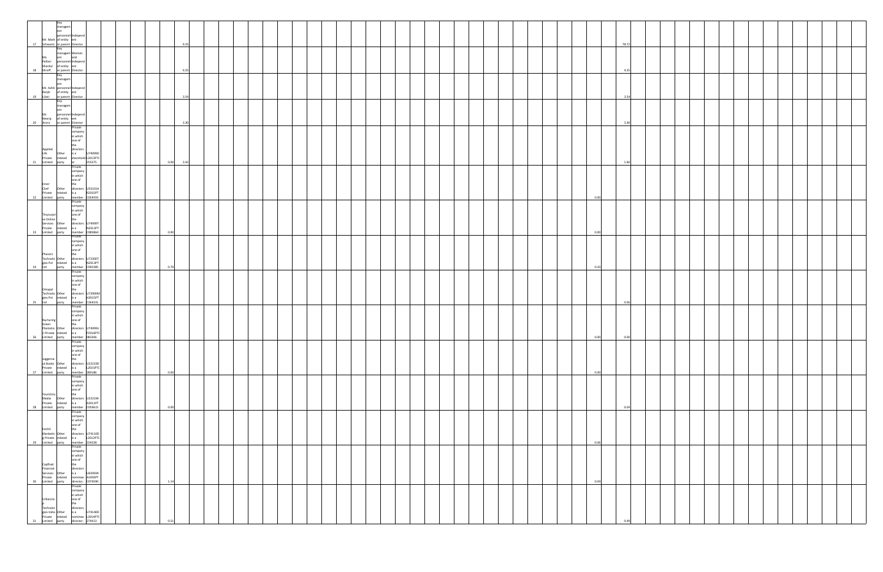| | | | | | | | | | | | | | | | | | | | | | | | | | | | | | | | | | |
|---|---|---|---|---|---|---|---|---|---|---|---|---|---|---|---|---|---|---|---|---|---|---|---|---|---|---|---|---|---|---|---|---|---|
| 17 | Mr. Mark Schwartz | Key management personnel of entity or parent | Independent Director | | | | | | | 9.25 | | | | | | | | | | | | | | | | 78.72 | | | | | | | |
| 18 | Ms. Pallavi Shardul Shroff | Key management personnel of entity or parent | Woman and Independent Director | | | | | | | 9.25 | | | | | | | | | | | | | | | | 9.25 | | | | | | | |
| 19 | Mr. Ashit Ranjit Lilani | Key management personnel of entity or parent | Independent Director | | | | | | | 3.54 | | | | | | | | | | | | | | | | 3.54 | | | | | | | |
| 20 | Mr. Neeraj Arora | Key management personnel of entity or parent | Independent Director | | | | | | | 3.30 | | | | | | | | | | | | | | | | 3.30 | | | | | | | |
| 21 | Applied Life Private Limited | Other related party | Private company in which one of the directors is a shareholder | U74999DL2013PTC255575 | | | | | 0.00 | 3.42 | | | | | | | | | | | | | | | | 1.60 | | | | | | | |
| 22 | Inner Chef Private Limited | Other related party | Private company in which one of the directors is a member | U55101HR2015PTC054593 | | | | | | | | | | | | | | | | | | | | | 0.00 | | | | | | | | |
| 23 | Tinyourprise Online Services Private Limited | Other related party | Private company in which one of the directors is a member | U74999TN2012PTC085864 | | | | | 0.00 | | | | | | | | | | | | | | | | 0.00 | | | | | | | | |
| 24 | Phasorz Technologies Pvt Ltd | Other related party | Private company in which one of the directors is a member | U72300TN2013PTC092385 | | | | | 0.79 | | | | | | | | | | | | | | | | 0.43 | | | | | | | | |
| 25 | Omapal Technologies Pvt Ltd | Other related party | Private company in which one of the directors is a member | U72900MH2015PTC264331 | | | | | | | | | | | | | | | | | | | | | | 0.06 | | | | | | | |
| 26 | Nurturing Green Plantation Private Limited | Other related party | Private company in which one of the directors is a member | U74999UP2016PTC083306 | | | | | | | | | | | | | | | | | | | | | 0.00 | 0.00 | | | | | | | |
| 27 | Juggernaut Books Private Limited | Other related party | Private company in which one of the directors is a member | U22219DL2015PTC280186 | | | | | 0.00 | | | | | | | | | | | | | | | | 0.00 | | | | | | | | |
| 28 | Youngtory Media Private Limited | Other related party | Private company in which one of the directors is a member | U22219KA2011PTC059615 | | | | | 0.00 | | | | | | | | | | | | | | | | | 0.04 | | | | | | | |
| 29 | Exit10 Marketing Private Limited | Other related party | Private company in which one of the directors is a member | U74110DL2012PTC234328 | | | | | | | | | | | | | | | | | | | | | 0.06 | | | | | | | | |
| 30 | Capfloat Financial Services Private Limited | Other related party | Private company in which one of the directors is a nominee director | U65993KA1993PTC074590 | | | | | 1.14 | | | | | | | | | | | | | | | | 0.04 | | | | | | | | |
| 31 | Urbanclap Technologies India Private Limited | Other related party | Private company in which one of the directors is a nominee director | U74140DL2014PTC274413 | | | | | 0.51 | | | | | | | | | | | | | | | | | 0.49 | | | | | | | |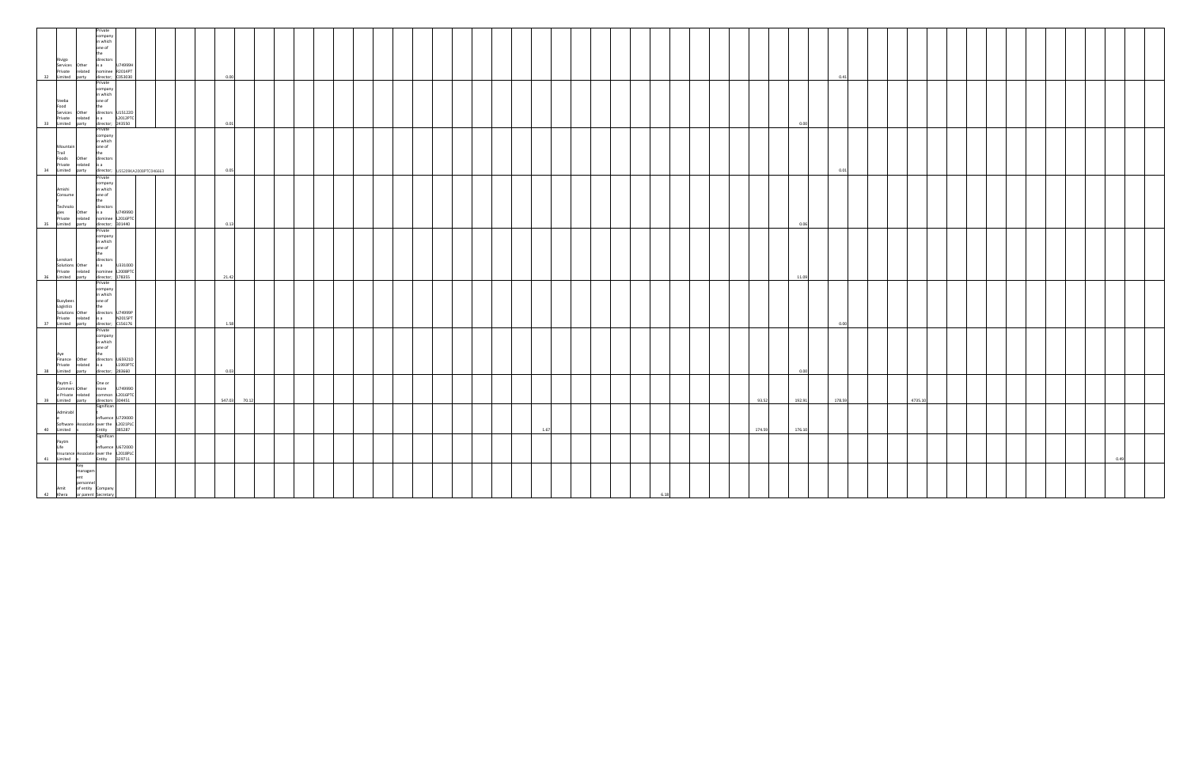| | | | | | | | | | | | | | | | | | | | | | | | | | | | | | | | | | | | | | | | | | | | | | | | | | | | | | | | | |
|---|---|---|---|---|---|---|---|---|---|---|---|---|---|---|---|---|---|---|---|---|---|---|---|---|---|---|---|---|---|---|---|---|---|---|---|---|---|---|---|---|---|---|---|---|---|---|---|---|---|---|---|---|---|---|---|---|
| 32 | Rivigo Services Private Limited | Other related party | Private company in which one of the directors is a nominee director; | U74999HR2014PTC053030 | | | | | 0.00 | | | | | | | | | | | | | | | | | | | | | | | | | | | | | | 0.41 | | | | | | | | | | | | | | | | | | |
| 33 | Veeba Food Services Private Limited | Other related party | Private company in which one of the directors is a director; | U15122DL2012PTC243550 | | | | | 0.01 | | | | | | | | | | | | | | | | | | | | | | | | | | | | | 0.00 | | | | | | | | | | | | | | | | | | | |
| 34 | Mountain Trail Foods Private Limited | Other related party | Private company in which one of the directors is a director; | U55209KA2008PTC046663 | | | | | 0.05 | | | | | | | | | | | | | | | | | | | | | | | | | | | | | | 0.01 | | | | | | | | | | | | | | | | | | |
| 35 | Amishi Consumer Technologies Private Limited | Other related party | Private company in which one of the directors is a nominee director; | U74999DL2016PTC301440 | | | | | 0.13 | | | | | | | | | | | | | | | | | | | | | | | | | | | | | 0.06 | | | | | | | | | | | | | | | | | | | |
| 36 | Lenskart Solutions Private Limited | Other related party | Private company in which one of the directors is a nominee director; | U33100DL2008PTC178355 | | | | | 21.42 | | | | | | | | | | | | | | | | | | | | | | | | | | | | | 11.09 | | | | | | | | | | | | | | | | | | | |
| 37 | Busybees Logistics Solutions Private Limited | Other related party | Private company in which one of the directors is a director; | U74999PN2015PTC156176 | | | | | 1.58 | | | | | | | | | | | | | | | | | | | | | | | | | | | | | | 0.00 | | | | | | | | | | | | | | | | | | |
| 38 | Aye Finance Private Limited | Other related party | Private company in which one of the directors is a director; | U65921DL1993PTC283660 | | | | | 0.03 | | | | | | | | | | | | | | | | | | | | | | | | | | | | | 0.00 | | | | | | | | | | | | | | | | | | | |
| 39 | Paytm E-Commerce Private Limited | Other related party | One or more common directors | U74999DL2016PTC304451 | | | | | 547.03 | 70.12 | | | | | | | | | | | | | | | | | | | | | | | | | | | 93.52 | 192.91 | 178.59 | | | | | | 4735.10 | | | | | | | | | | | | |
| 40 | Admirable Software Limited | Associate | Significant influence over the Entity | U72900DL2021PLC385287 | | | | | | | | | | | | | | | | | | | | | | 1.67 | | | | | | | | | | | 174.59 | 176.10 | | | | | | | | | | | | | | | | | | | |
| 41 | Paytm Life Insurance Limited | Associate | Significant influence over the Entity | U66000DL2018PLC329711 | | | | | | | | | | | | | | | | | | | | | | | | | | | | | | | | | | | | | | | | | | | | | | | | | | 0.49 | | |
| 42 | Amit Khera | Key management personnel of entity or parent | Company Secretary | | | | | | | | | | | | | | | | | | | | | | | | | | | | | 6.18 | | | | | | | | | | | | | | | | | | | | | | | | | |